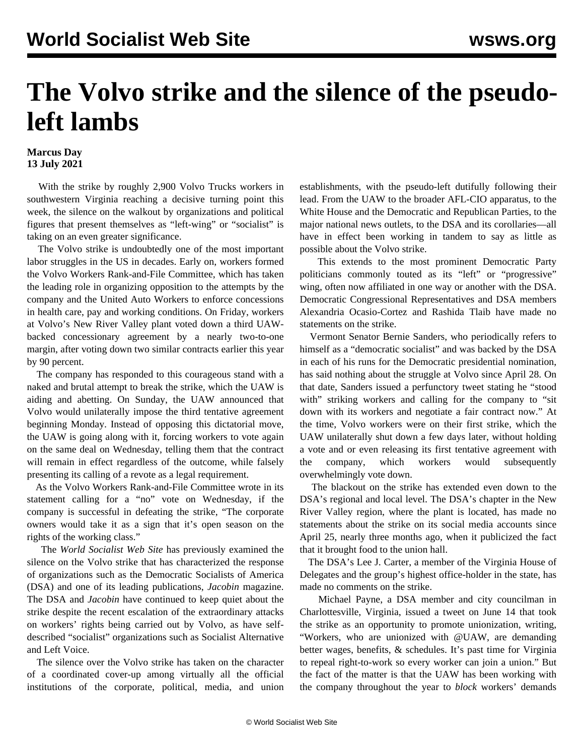# The Volvo strike and the silence of the pseudo-left lambs

**Marcus Day**
**13 July 2021**

With the strike by roughly 2,900 Volvo Trucks workers in southwestern Virginia reaching a decisive turning point this week, the silence on the walkout by organizations and political figures that present themselves as "left-wing" or "socialist" is taking on an even greater significance.

The Volvo strike is undoubtedly one of the most important labor struggles in the US in decades. Early on, workers formed the Volvo Workers Rank-and-File Committee, which has taken the leading role in organizing opposition to the attempts by the company and the United Auto Workers to enforce concessions in health care, pay and working conditions. On Friday, workers at Volvo's New River Valley plant voted down a third UAW-backed concessionary agreement by a nearly two-to-one margin, after voting down two similar contracts earlier this year by 90 percent.

The company has responded to this courageous stand with a naked and brutal attempt to break the strike, which the UAW is aiding and abetting. On Sunday, the UAW announced that Volvo would unilaterally impose the third tentative agreement beginning Monday. Instead of opposing this dictatorial move, the UAW is going along with it, forcing workers to vote again on the same deal on Wednesday, telling them that the contract will remain in effect regardless of the outcome, while falsely presenting its calling of a revote as a legal requirement.

As the Volvo Workers Rank-and-File Committee wrote in its statement calling for a "no" vote on Wednesday, if the company is successful in defeating the strike, "The corporate owners would take it as a sign that it's open season on the rights of the working class."

The *World Socialist Web Site* has previously examined the silence on the Volvo strike that has characterized the response of organizations such as the Democratic Socialists of America (DSA) and one of its leading publications, *Jacobin* magazine. The DSA and *Jacobin* have continued to keep quiet about the strike despite the recent escalation of the extraordinary attacks on workers' rights being carried out by Volvo, as have self-described "socialist" organizations such as Socialist Alternative and Left Voice.

The silence over the Volvo strike has taken on the character of a coordinated cover-up among virtually all the official institutions of the corporate, political, media, and union establishments, with the pseudo-left dutifully following their lead. From the UAW to the broader AFL-CIO apparatus, to the White House and the Democratic and Republican Parties, to the major national news outlets, to the DSA and its corollaries—all have in effect been working in tandem to say as little as possible about the Volvo strike.

This extends to the most prominent Democratic Party politicians commonly touted as its "left" or "progressive" wing, often now affiliated in one way or another with the DSA. Democratic Congressional Representatives and DSA members Alexandria Ocasio-Cortez and Rashida Tlaib have made no statements on the strike.

Vermont Senator Bernie Sanders, who periodically refers to himself as a "democratic socialist" and was backed by the DSA in each of his runs for the Democratic presidential nomination, has said nothing about the struggle at Volvo since April 28. On that date, Sanders issued a perfunctory tweet stating he "stood with" striking workers and calling for the company to "sit down with its workers and negotiate a fair contract now." At the time, Volvo workers were on their first strike, which the UAW unilaterally shut down a few days later, without holding a vote and or even releasing its first tentative agreement with the company, which workers would subsequently overwhelmingly vote down.

The blackout on the strike has extended even down to the DSA's regional and local level. The DSA's chapter in the New River Valley region, where the plant is located, has made no statements about the strike on its social media accounts since April 25, nearly three months ago, when it publicized the fact that it brought food to the union hall.

The DSA's Lee J. Carter, a member of the Virginia House of Delegates and the group's highest office-holder in the state, has made no comments on the strike.

Michael Payne, a DSA member and city councilman in Charlottesville, Virginia, issued a tweet on June 14 that took the strike as an opportunity to promote unionization, writing, "Workers, who are unionized with @UAW, are demanding better wages, benefits, & schedules. It's past time for Virginia to repeal right-to-work so every worker can join a union." But the fact of the matter is that the UAW has been working with the company throughout the year to *block* workers' demands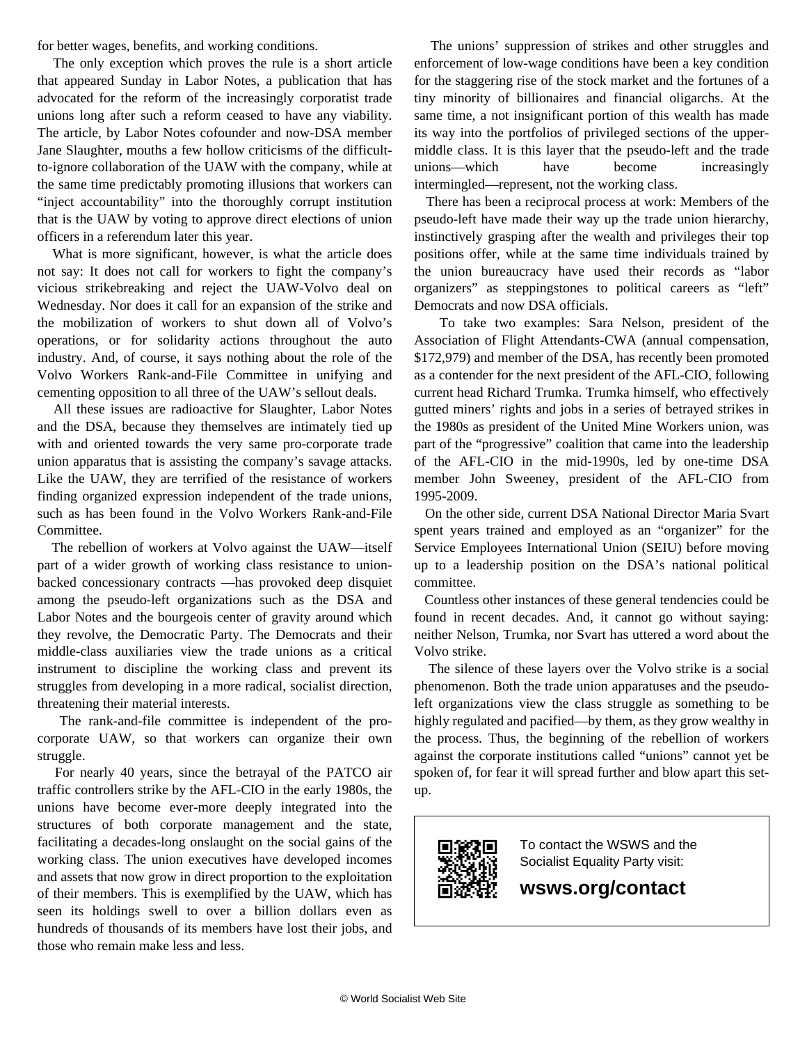for better wages, benefits, and working conditions.

The only exception which proves the rule is a short article that appeared Sunday in Labor Notes, a publication that has advocated for the reform of the increasingly corporatist trade unions long after such a reform ceased to have any viability. The article, by Labor Notes cofounder and now-DSA member Jane Slaughter, mouths a few hollow criticisms of the difficult-to-ignore collaboration of the UAW with the company, while at the same time predictably promoting illusions that workers can "inject accountability" into the thoroughly corrupt institution that is the UAW by voting to approve direct elections of union officers in a referendum later this year.

What is more significant, however, is what the article does not say: It does not call for workers to fight the company's vicious strikebreaking and reject the UAW-Volvo deal on Wednesday. Nor does it call for an expansion of the strike and the mobilization of workers to shut down all of Volvo's operations, or for solidarity actions throughout the auto industry. And, of course, it says nothing about the role of the Volvo Workers Rank-and-File Committee in unifying and cementing opposition to all three of the UAW's sellout deals.

All these issues are radioactive for Slaughter, Labor Notes and the DSA, because they themselves are intimately tied up with and oriented towards the very same pro-corporate trade union apparatus that is assisting the company's savage attacks. Like the UAW, they are terrified of the resistance of workers finding organized expression independent of the trade unions, such as has been found in the Volvo Workers Rank-and-File Committee.

The rebellion of workers at Volvo against the UAW—itself part of a wider growth of working class resistance to union-backed concessionary contracts —has provoked deep disquiet among the pseudo-left organizations such as the DSA and Labor Notes and the bourgeois center of gravity around which they revolve, the Democratic Party. The Democrats and their middle-class auxiliaries view the trade unions as a critical instrument to discipline the working class and prevent its struggles from developing in a more radical, socialist direction, threatening their material interests.

The rank-and-file committee is independent of the pro-corporate UAW, so that workers can organize their own struggle.

For nearly 40 years, since the betrayal of the PATCO air traffic controllers strike by the AFL-CIO in the early 1980s, the unions have become ever-more deeply integrated into the structures of both corporate management and the state, facilitating a decades-long onslaught on the social gains of the working class. The union executives have developed incomes and assets that now grow in direct proportion to the exploitation of their members. This is exemplified by the UAW, which has seen its holdings swell to over a billion dollars even as hundreds of thousands of its members have lost their jobs, and those who remain make less and less.

The unions' suppression of strikes and other struggles and enforcement of low-wage conditions have been a key condition for the staggering rise of the stock market and the fortunes of a tiny minority of billionaires and financial oligarchs. At the same time, a not insignificant portion of this wealth has made its way into the portfolios of privileged sections of the upper-middle class. It is this layer that the pseudo-left and the trade unions—which have become increasingly intermingled—represent, not the working class.

There has been a reciprocal process at work: Members of the pseudo-left have made their way up the trade union hierarchy, instinctively grasping after the wealth and privileges their top positions offer, while at the same time individuals trained by the union bureaucracy have used their records as "labor organizers" as steppingstones to political careers as "left" Democrats and now DSA officials.

To take two examples: Sara Nelson, president of the Association of Flight Attendants-CWA (annual compensation, $172,979) and member of the DSA, has recently been promoted as a contender for the next president of the AFL-CIO, following current head Richard Trumka. Trumka himself, who effectively gutted miners' rights and jobs in a series of betrayed strikes in the 1980s as president of the United Mine Workers union, was part of the "progressive" coalition that came into the leadership of the AFL-CIO in the mid-1990s, led by one-time DSA member John Sweeney, president of the AFL-CIO from 1995-2009.

On the other side, current DSA National Director Maria Svart spent years trained and employed as an "organizer" for the Service Employees International Union (SEIU) before moving up to a leadership position on the DSA's national political committee.

Countless other instances of these general tendencies could be found in recent decades. And, it cannot go without saying: neither Nelson, Trumka, nor Svart has uttered a word about the Volvo strike.

The silence of these layers over the Volvo strike is a social phenomenon. Both the trade union apparatuses and the pseudo-left organizations view the class struggle as something to be highly regulated and pacified—by them, as they grow wealthy in the process. Thus, the beginning of the rebellion of workers against the corporate institutions called "unions" cannot yet be spoken of, for fear it will spread further and blow apart this set-up.

To contact the WSWS and the Socialist Equality Party visit:

**wsws.org/contact**